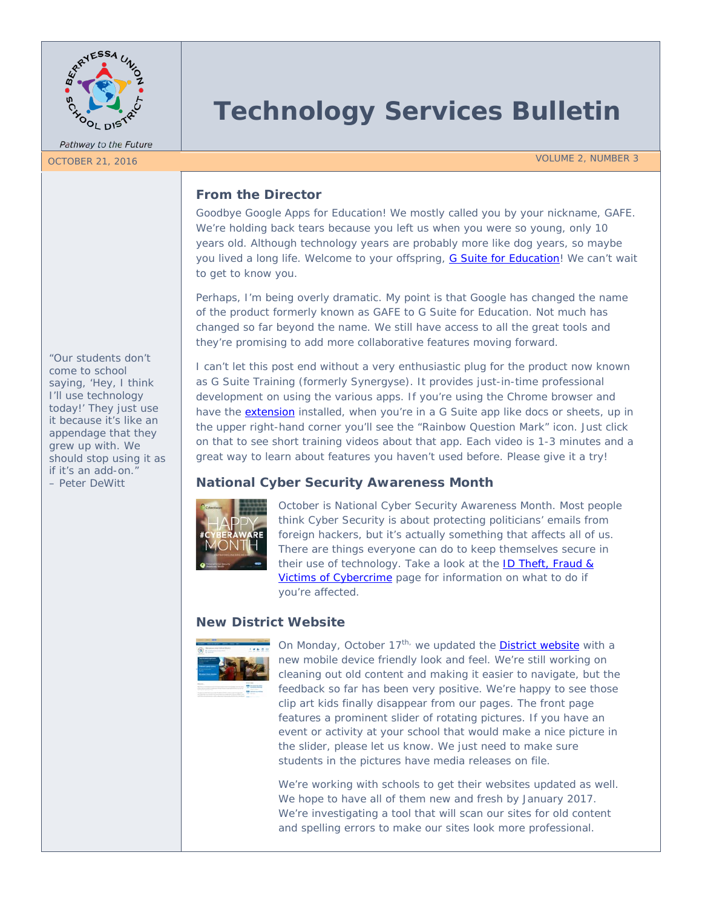# Technology Services Bulletin

Berryessa Union School District — *Pathway to the Future*

OCTOBER 21, 2016

VOLUME 2, NUMBER 3

"Our students don't come to school saying, 'Hey, I think I'll use technology today!' They just use it because it's like an appendage that they grew up with. We should stop using it as if it's an add-on."
– Peter DeWitt

## From the Director

Goodbye Google Apps for Education! We mostly called you by your nickname, GAFE. We're holding back tears because you left us when you were so young, only 10 years old. Although technology years are probably more like dog years, so maybe you lived a long life. Welcome to your offspring, G Suite for Education! We can't wait to get to know you.

Perhaps, I'm being overly dramatic. My point is that Google has changed the name of the product formerly known as GAFE to G Suite for Education. Not much has changed so far beyond the name. We still have access to all the great tools and they're promising to add more collaborative features moving forward.

I can't let this post end without a very enthusiastic plug for the product now known as G Suite Training (formerly Synergyse). It provides just-in-time professional development on using the various apps. If you're using the Chrome browser and have the extension installed, when you're in a G Suite app like docs or sheets, up in the upper right-hand corner you'll see the "Rainbow Question Mark" icon. Just click on that to see short training videos about that app. Each video is 1-3 minutes and a great way to learn about features you haven't used before. Please give it a try!

## National Cyber Security Awareness Month

October is National Cyber Security Awareness Month. Most people think Cyber Security is about protecting politicians' emails from foreign hackers, but it's actually something that affects all of us. There are things everyone can do to keep themselves secure in their use of technology. Take a look at the ID Theft, Fraud & Victims of Cybercrime page for information on what to do if you're affected.

## New District Website

On Monday, October 17th, we updated the District website with a new mobile device friendly look and feel. We're still working on cleaning out old content and making it easier to navigate, but the feedback so far has been very positive. We're happy to see those clip art kids finally disappear from our pages. The front page features a prominent slider of rotating pictures. If you have an event or activity at your school that would make a nice picture in the slider, please let us know. We just need to make sure students in the pictures have media releases on file.

We're working with schools to get their websites updated as well. We hope to have all of them new and fresh by January 2017. We're investigating a tool that will scan our sites for old content and spelling errors to make our sites look more professional.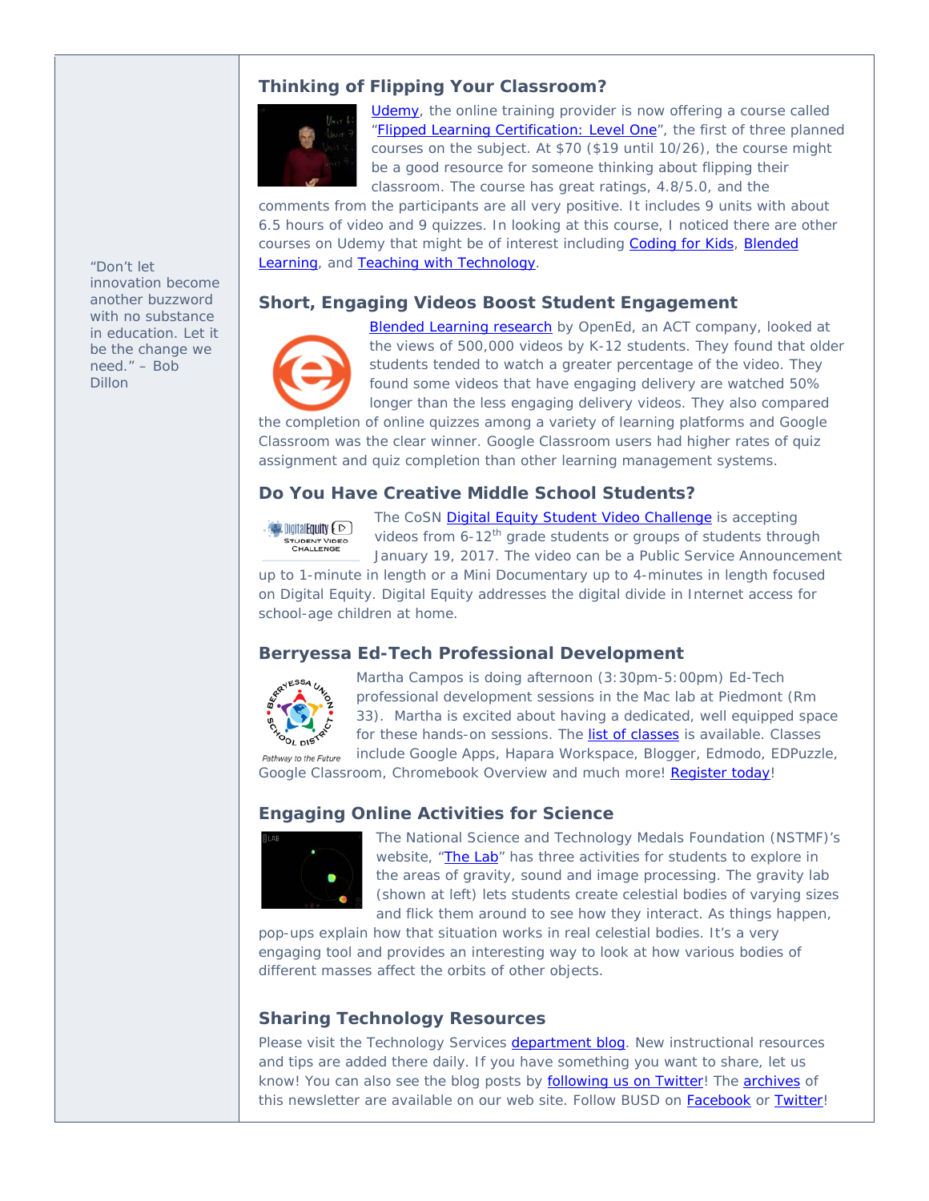> "Don't let innovation become another buzzword with no substance in education. Let it be the change we need." – Bob Dillon

## Thinking of Flipping Your Classroom?

Udemy, the online training provider is now offering a course called "Flipped Learning Certification: Level One", the first of three planned courses on the subject. At $70 ($19 until 10/26), the course might be a good resource for someone thinking about flipping their classroom. The course has great ratings, 4.8/5.0, and the comments from the participants are all very positive. It includes 9 units with about 6.5 hours of video and 9 quizzes. In looking at this course, I noticed there are other courses on Udemy that might be of interest including Coding for Kids, Blended Learning, and Teaching with Technology.

## Short, Engaging Videos Boost Student Engagement

Blended Learning research by OpenEd, an ACT company, looked at the views of 500,000 videos by K-12 students. They found that older students tended to watch a greater percentage of the video. They found some videos that have engaging delivery are watched 50% longer than the less engaging delivery videos. They also compared the completion of online quizzes among a variety of learning platforms and Google Classroom was the clear winner. Google Classroom users had higher rates of quiz assignment and quiz completion than other learning management systems.

## Do You Have Creative Middle School Students?

The CoSN Digital Equity Student Video Challenge is accepting videos from 6-12th grade students or groups of students through January 19, 2017. The video can be a Public Service Announcement up to 1-minute in length or a Mini Documentary up to 4-minutes in length focused on Digital Equity. Digital Equity addresses the digital divide in Internet access for school-age children at home.

## Berryessa Ed-Tech Professional Development

Martha Campos is doing afternoon (3:30pm-5:00pm) Ed-Tech professional development sessions in the Mac lab at Piedmont (Rm 33). Martha is excited about having a dedicated, well equipped space for these hands-on sessions. The list of classes is available. Classes include Google Apps, Hapara Workspace, Blogger, Edmodo, EDPuzzle, Google Classroom, Chromebook Overview and much more! Register today!

## Engaging Online Activities for Science

The National Science and Technology Medals Foundation (NSTMF)'s website, "The Lab" has three activities for students to explore in the areas of gravity, sound and image processing. The gravity lab (shown at left) lets students create celestial bodies of varying sizes and flick them around to see how they interact. As things happen, pop-ups explain how that situation works in real celestial bodies. It's a very engaging tool and provides an interesting way to look at how various bodies of different masses affect the orbits of other objects.

## Sharing Technology Resources

Please visit the Technology Services department blog. New instructional resources and tips are added there daily. If you have something you want to share, let us know! You can also see the blog posts by following us on Twitter! The archives of this newsletter are available on our web site. Follow BUSD on Facebook or Twitter!